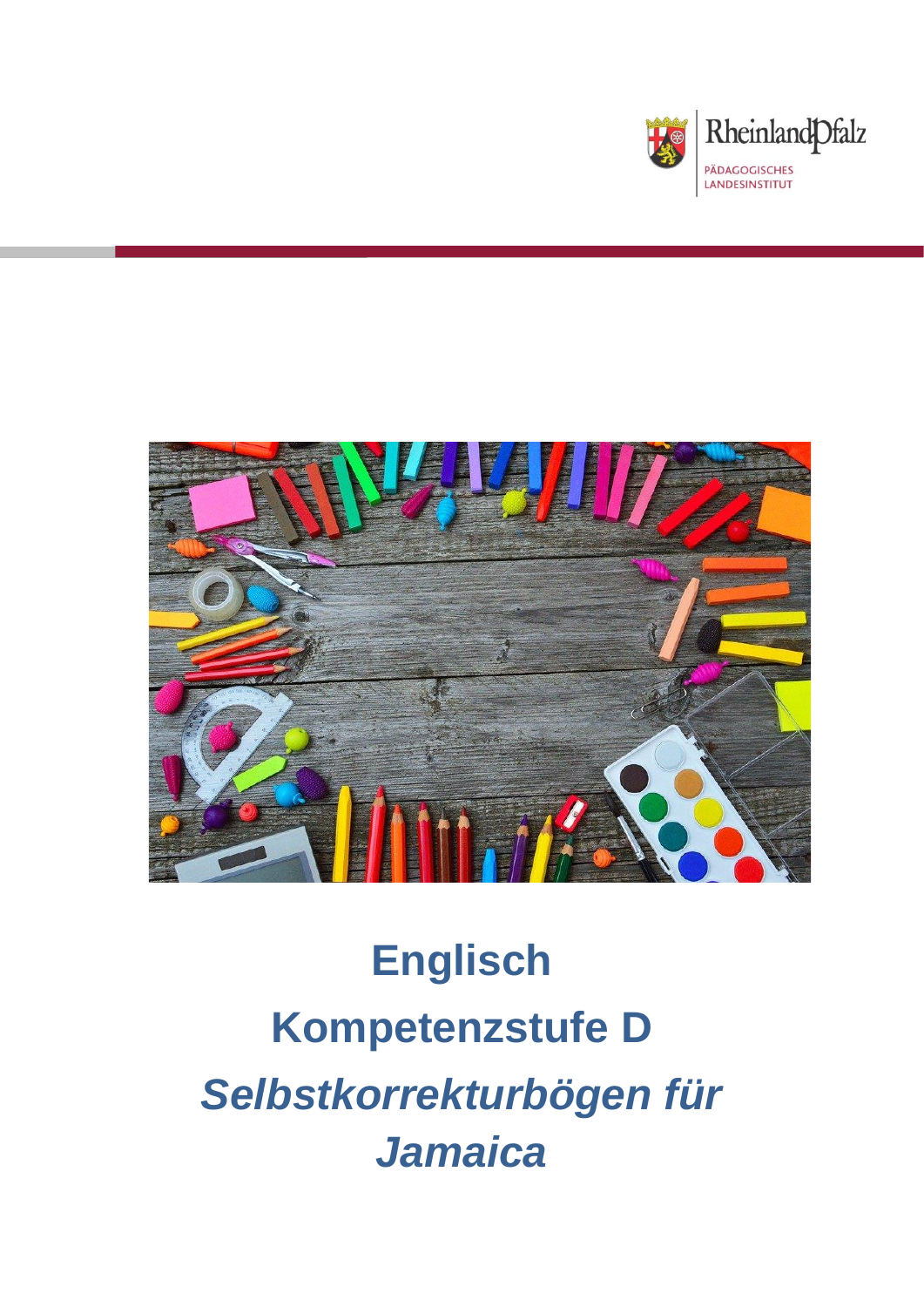Rheinland-Pfalz
PÄDAGOGISCHES LANDESINSTITUT

# Englisch

# Kompetenzstufe D

# *Selbstkorrekturbögen für Jamaica*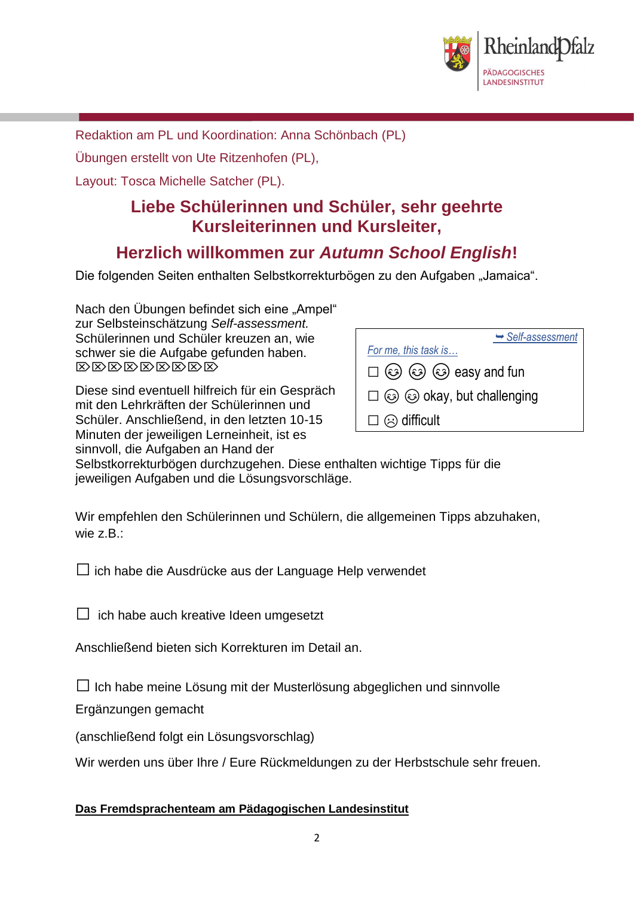Redaktion am PL und Koordination: Anna Schönbach (PL)

Übungen erstellt von Ute Ritzenhofen (PL),

Layout: Tosca Michelle Satcher (PL).

## Liebe Schülerinnen und Schüler, sehr geehrte Kursleiterinnen und Kursleiter,

## Herzlich willkommen zur *Autumn School English*!

Die folgenden Seiten enthalten Selbstkorrekturbögen zu den Aufgaben „Jamaica“.

Nach den Übungen befindet sich eine „Ampel“ zur Selbsteinschätzung *Self-assessment.* Schülerinnen und Schüler kreuzen an, wie schwer sie die Aufgabe gefunden haben. ⌦⌦⌦⌦⌦⌦⌦⌦⌦

➥ *Self-assessment*

*For me, this task is…*

☐ ☺ ☺ ☺ easy and fun

☐ ☺ ☺ okay, but challenging

☐ ☹ difficult

Diese sind eventuell hilfreich für ein Gespräch mit den Lehrkräften der Schülerinnen und Schüler. Anschließend, in den letzten 10-15 Minuten der jeweiligen Lerneinheit, ist es sinnvoll, die Aufgaben an Hand der Selbstkorrekturbögen durchzugehen. Diese enthalten wichtige Tipps für die jeweiligen Aufgaben und die Lösungsvorschläge.

Wir empfehlen den Schülerinnen und Schülern, die allgemeinen Tipps abzuhaken, wie z.B.:

☐ ich habe die Ausdrücke aus der Language Help verwendet

☐ ich habe auch kreative Ideen umgesetzt

Anschließend bieten sich Korrekturen im Detail an.

☐ Ich habe meine Lösung mit der Musterlösung abgeglichen und sinnvolle Ergänzungen gemacht

(anschließend folgt ein Lösungsvorschlag)

Wir werden uns über Ihre / Eure Rückmeldungen zu der Herbstschule sehr freuen.

**Das Fremdsprachenteam am Pädagogischen Landesinstitut**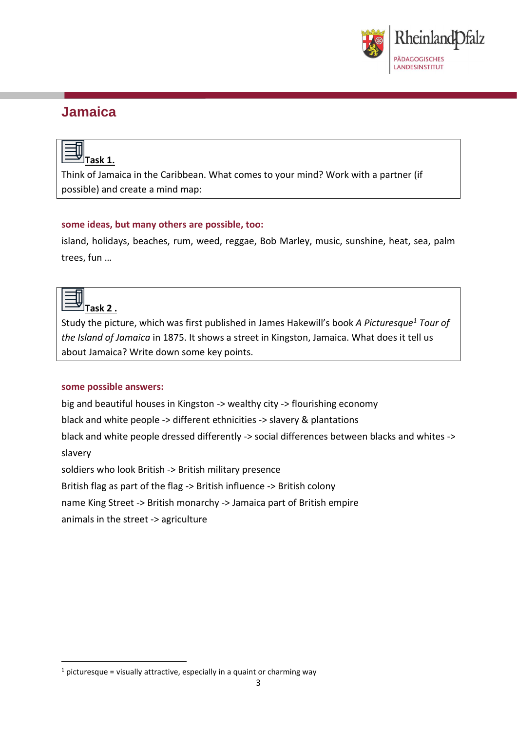# Jamaica

**Task 1.**

Think of Jamaica in the Caribbean. What comes to your mind? Work with a partner (if possible) and create a mind map:

**some ideas, but many others are possible, too:**

island, holidays, beaches, rum, weed, reggae, Bob Marley, music, sunshine, heat, sea, palm trees, fun …

**Task 2 .**

Study the picture, which was first published in James Hakewill's book *A Picturesque*[1] *Tour of the Island of Jamaica* in 1875. It shows a street in Kingston, Jamaica. What does it tell us about Jamaica? Write down some key points.

**some possible answers:**

big and beautiful houses in Kingston -> wealthy city -> flourishing economy
black and white people -> different ethnicities -> slavery & plantations
black and white people dressed differently -> social differences between blacks and whites -> slavery
soldiers who look British -> British military presence
British flag as part of the flag -> British influence -> British colony
name King Street -> British monarchy -> Jamaica part of British empire
animals in the street -> agriculture

[1] picturesque = visually attractive, especially in a quaint or charming way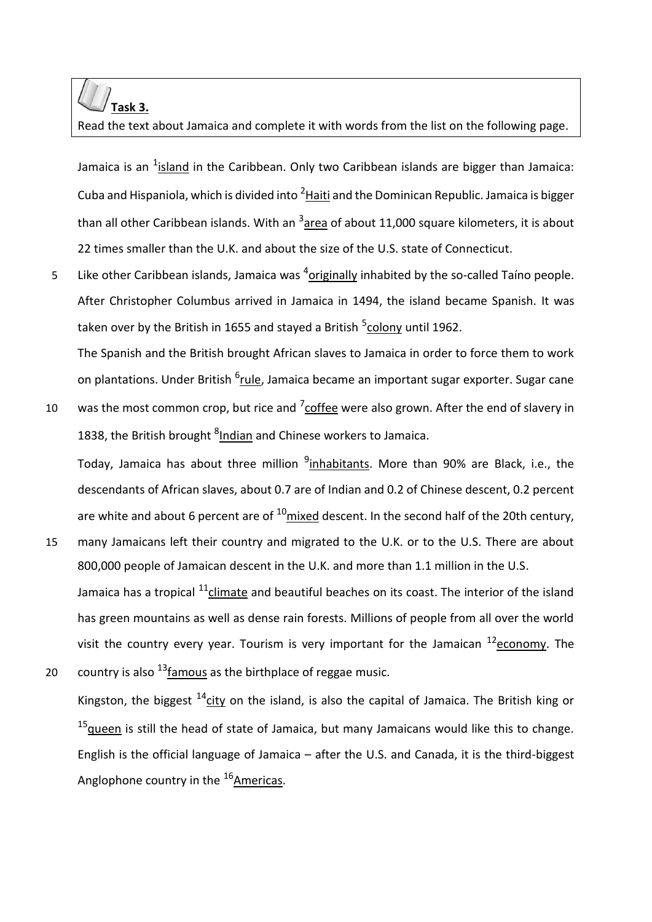**Task 3.**

Read the text about Jamaica and complete it with words from the list on the following page.

Jamaica is an [1]island in the Caribbean. Only two Caribbean islands are bigger than Jamaica: Cuba and Hispaniola, which is divided into [2]Haiti and the Dominican Republic. Jamaica is bigger than all other Caribbean islands. With an [3]area of about 11,000 square kilometers, it is about 22 times smaller than the U.K. and about the size of the U.S. state of Connecticut.

Like other Caribbean islands, Jamaica was [4]originally inhabited by the so-called Taíno people. After Christopher Columbus arrived in Jamaica in 1494, the island became Spanish. It was taken over by the British in 1655 and stayed a British [5]colony until 1962.

The Spanish and the British brought African slaves to Jamaica in order to force them to work on plantations. Under British [6]rule, Jamaica became an important sugar exporter. Sugar cane was the most common crop, but rice and [7]coffee were also grown. After the end of slavery in 1838, the British brought [8]Indian and Chinese workers to Jamaica.

Today, Jamaica has about three million [9]inhabitants. More than 90% are Black, i.e., the descendants of African slaves, about 0.7 are of Indian and 0.2 of Chinese descent, 0.2 percent are white and about 6 percent are of [10]mixed descent. In the second half of the 20th century, many Jamaicans left their country and migrated to the U.K. or to the U.S. There are about 800,000 people of Jamaican descent in the U.K. and more than 1.1 million in the U.S.

Jamaica has a tropical [11]climate and beautiful beaches on its coast. The interior of the island has green mountains as well as dense rain forests. Millions of people from all over the world visit the country every year. Tourism is very important for the Jamaican [12]economy. The country is also [13]famous as the birthplace of reggae music.

Kingston, the biggest [14]city on the island, is also the capital of Jamaica. The British king or [15]queen is still the head of state of Jamaica, but many Jamaicans would like this to change. English is the official language of Jamaica – after the U.S. and Canada, it is the third-biggest Anglophone country in the [16]Americas.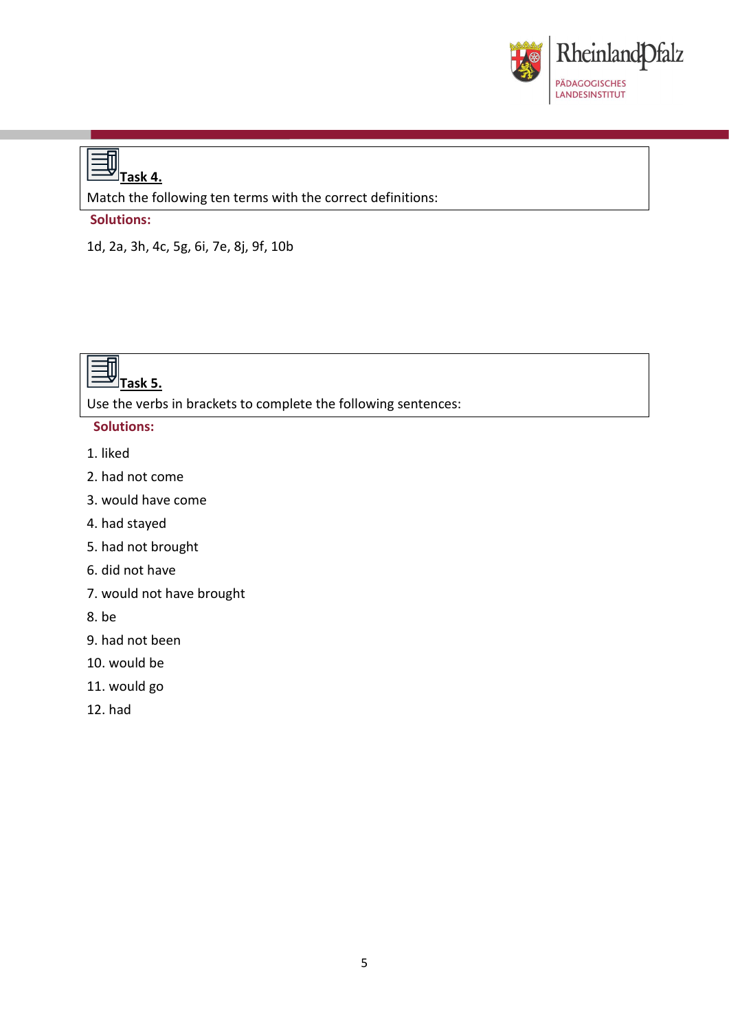**Task 4.**

Match the following ten terms with the correct definitions:

**Solutions:**

1d, 2a, 3h, 4c, 5g, 6i, 7e, 8j, 9f, 10b

**Task 5.**

Use the verbs in brackets to complete the following sentences:

**Solutions:**

1. liked
2. had not come
3. would have come
4. had stayed
5. had not brought
6. did not have
7. would not have brought
8. be
9. had not been
10. would be
11. would go
12. had